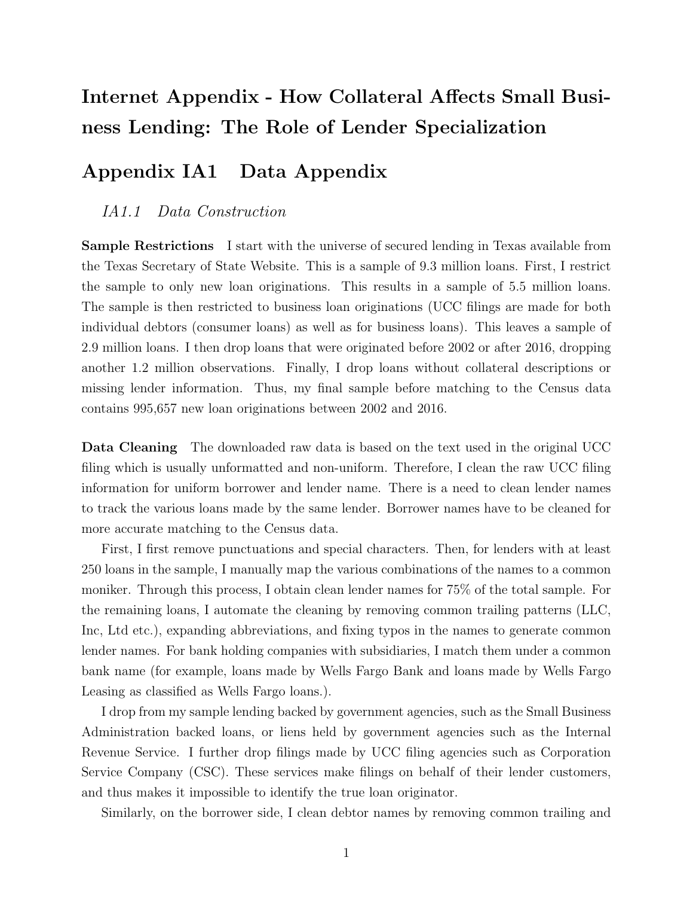# Internet Appendix - How Collateral Affects Small Business Lending: The Role of Lender Specialization

# Appendix IA1 Data Appendix

### *IA1.1 Data Construction*

**Sample Restrictions** I start with the universe of secured lending in Texas available from the Texas Secretary of State Website. This is a sample of 9.3 million loans. First, I restrict the sample to only new loan originations. This results in a sample of 5.5 million loans. The sample is then restricted to business loan originations (UCC filings are made for both individual debtors (consumer loans) as well as for business loans). This leaves a sample of 2.9 million loans. I then drop loans that were originated before 2002 or after 2016, dropping another 1.2 million observations. Finally, I drop loans without collateral descriptions or missing lender information. Thus, my final sample before matching to the Census data contains 995,657 new loan originations between 2002 and 2016.

**Data Cleaning** The downloaded raw data is based on the text used in the original UCC filing which is usually unformatted and non-uniform. Therefore, I clean the raw UCC filing information for uniform borrower and lender name. There is a need to clean lender names to track the various loans made by the same lender. Borrower names have to be cleaned for more accurate matching to the Census data.

First, I first remove punctuations and special characters. Then, for lenders with at least 250 loans in the sample, I manually map the various combinations of the names to a common moniker. Through this process, I obtain clean lender names for 75% of the total sample. For the remaining loans, I automate the cleaning by removing common trailing patterns (LLC, Inc, Ltd etc.), expanding abbreviations, and fixing typos in the names to generate common lender names. For bank holding companies with subsidiaries, I match them under a common bank name (for example, loans made by Wells Fargo Bank and loans made by Wells Fargo Leasing as classified as Wells Fargo loans.).

I drop from my sample lending backed by government agencies, such as the Small Business Administration backed loans, or liens held by government agencies such as the Internal Revenue Service. I further drop filings made by UCC filing agencies such as Corporation Service Company (CSC). These services make filings on behalf of their lender customers, and thus makes it impossible to identify the true loan originator.

Similarly, on the borrower side, I clean debtor names by removing common trailing and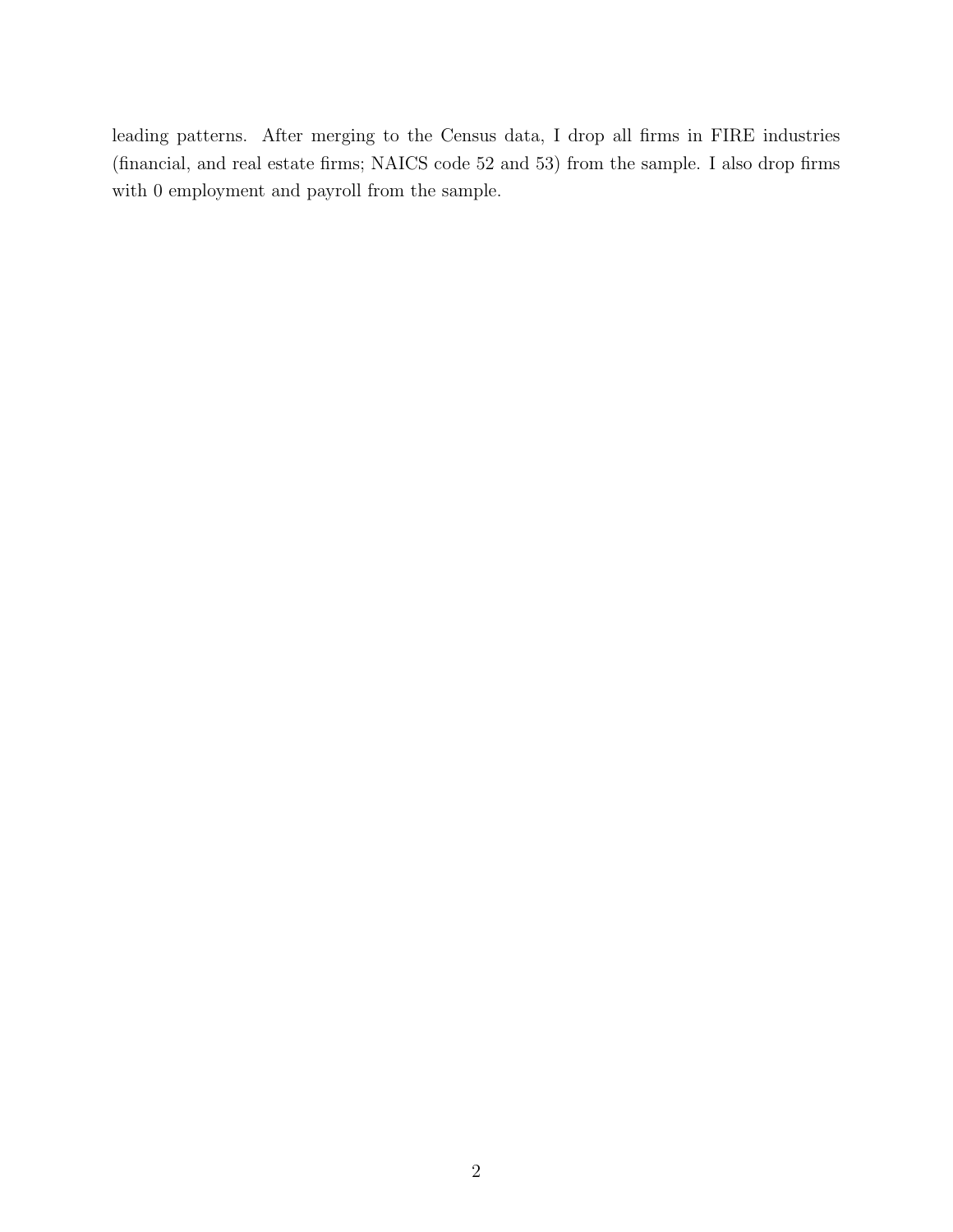leading patterns. After merging to the Census data, I drop all firms in FIRE industries (financial, and real estate firms; NAICS code 52 and 53) from the sample. I also drop firms with 0 employment and payroll from the sample.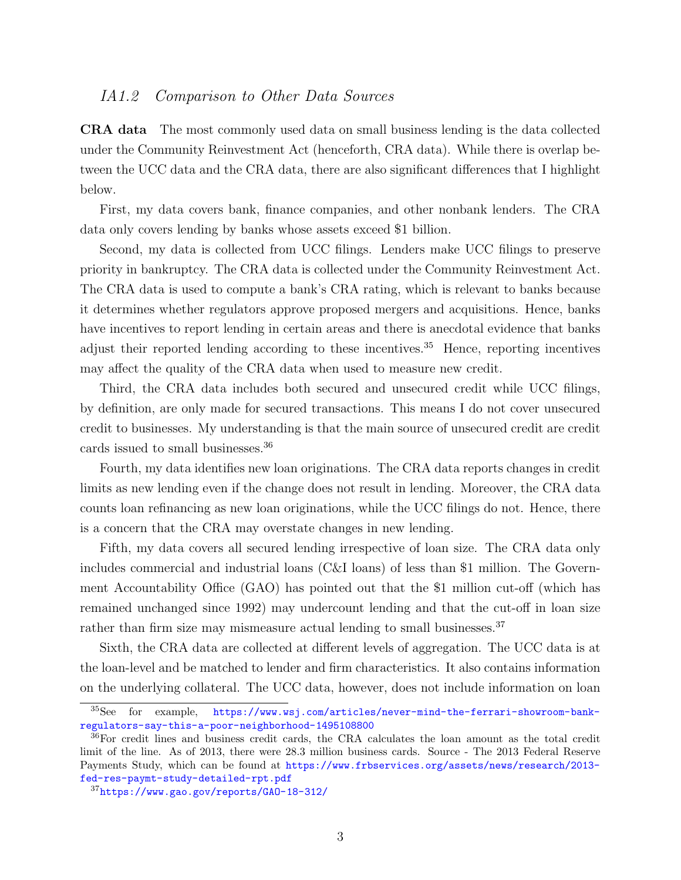### *IA1.2 Comparison to Other Data Sources*

**CRA data** The most commonly used data on small business lending is the data collected under the Community Reinvestment Act (henceforth, CRA data). While there is overlap between the UCC data and the CRA data, there are also significant differences that I highlight below.

First, my data covers bank, finance companies, and other nonbank lenders. The CRA data only covers lending by banks whose assets exceed $1 billion.

Second, my data is collected from UCC filings. Lenders make UCC filings to preserve priority in bankruptcy. The CRA data is collected under the Community Reinvestment Act. The CRA data is used to compute a bank's CRA rating, which is relevant to banks because it determines whether regulators approve proposed mergers and acquisitions. Hence, banks have incentives to report lending in certain areas and there is anecdotal evidence that banks adjust their reported lending according to these incentives.[35] Hence, reporting incentives may affect the quality of the CRA data when used to measure new credit.

Third, the CRA data includes both secured and unsecured credit while UCC filings, by definition, are only made for secured transactions. This means I do not cover unsecured credit to businesses. My understanding is that the main source of unsecured credit are credit cards issued to small businesses.[36]

Fourth, my data identifies new loan originations. The CRA data reports changes in credit limits as new lending even if the change does not result in lending. Moreover, the CRA data counts loan refinancing as new loan originations, while the UCC filings do not. Hence, there is a concern that the CRA may overstate changes in new lending.

Fifth, my data covers all secured lending irrespective of loan size. The CRA data only includes commercial and industrial loans (C&I loans) of less than $1 million. The Government Accountability Office (GAO) has pointed out that the $1 million cut-off (which has remained unchanged since 1992) may undercount lending and that the cut-off in loan size rather than firm size may mismeasure actual lending to small businesses.[37]

Sixth, the CRA data are collected at different levels of aggregation. The UCC data is at the loan-level and be matched to lender and firm characteristics. It also contains information on the underlying collateral. The UCC data, however, does not include information on loan

---

[35] See for example, https://www.wsj.com/articles/never-mind-the-ferrari-showroom-bank-regulators-say-this-a-poor-neighborhood-1495108800

[36] For credit lines and business credit cards, the CRA calculates the loan amount as the total credit limit of the line. As of 2013, there were 28.3 million business cards. Source - The 2013 Federal Reserve Payments Study, which can be found at https://www.frbservices.org/assets/news/research/2013-fed-res-paymt-study-detailed-rpt.pdf

[37] https://www.gao.gov/reports/GAO-18-312/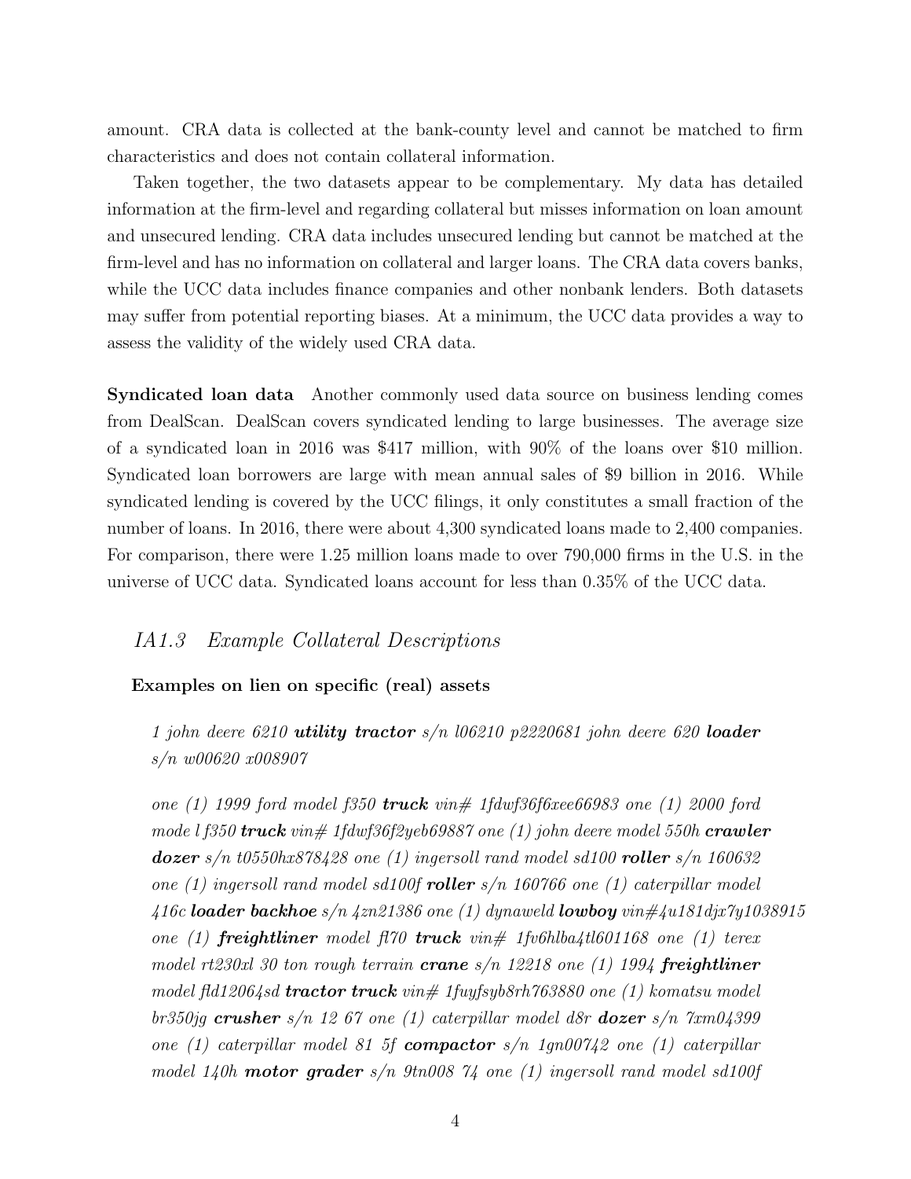amount. CRA data is collected at the bank-county level and cannot be matched to firm characteristics and does not contain collateral information.

Taken together, the two datasets appear to be complementary. My data has detailed information at the firm-level and regarding collateral but misses information on loan amount and unsecured lending. CRA data includes unsecured lending but cannot be matched at the firm-level and has no information on collateral and larger loans. The CRA data covers banks, while the UCC data includes finance companies and other nonbank lenders. Both datasets may suffer from potential reporting biases. At a minimum, the UCC data provides a way to assess the validity of the widely used CRA data.

**Syndicated loan data** Another commonly used data source on business lending comes from DealScan. DealScan covers syndicated lending to large businesses. The average size of a syndicated loan in 2016 was $417 million, with 90% of the loans over $10 million. Syndicated loan borrowers are large with mean annual sales of $9 billion in 2016. While syndicated lending is covered by the UCC filings, it only constitutes a small fraction of the number of loans. In 2016, there were about 4,300 syndicated loans made to 2,400 companies. For comparison, there were 1.25 million loans made to over 790,000 firms in the U.S. in the universe of UCC data. Syndicated loans account for less than 0.35% of the UCC data.

## *IA1.3 Example Collateral Descriptions*

**Examples on lien on specific (real) assets**

*1 john deere 6210* ***utility tractor*** *s/n l06210 p2220681 john deere 620* ***loader*** *s/n w00620 x008907*

*one (1) 1999 ford model f350* ***truck*** *vin# 1fdwf36f6xee66983 one (1) 2000 ford mode l f350* ***truck*** *vin# 1fdwf36f2yeb69887 one (1) john deere model 550h* ***crawler dozer*** *s/n t0550hx878428 one (1) ingersoll rand model sd100* ***roller*** *s/n 160632 one (1) ingersoll rand model sd100f* ***roller*** *s/n 160766 one (1) caterpillar model 416c* ***loader backhoe*** *s/n 4zn21386 one (1) dynaweld* ***lowboy*** *vin#4u181djx7y1038915 one (1)* ***freightliner*** *model fl70* ***truck*** *vin# 1fv6hlba4tl601168 one (1) terex model rt230xl 30 ton rough terrain* ***crane*** *s/n 12218 one (1) 1994* ***freightliner*** *model fld12064sd* ***tractor truck*** *vin# 1fuyfsyb8rh763880 one (1) komatsu model br350jg* ***crusher*** *s/n 12 67 one (1) caterpillar model d8r* ***dozer*** *s/n 7xm04399 one (1) caterpillar model 81 5f* ***compactor*** *s/n 1gn00742 one (1) caterpillar model 140h* ***motor grader*** *s/n 9tn008 74 one (1) ingersoll rand model sd100f*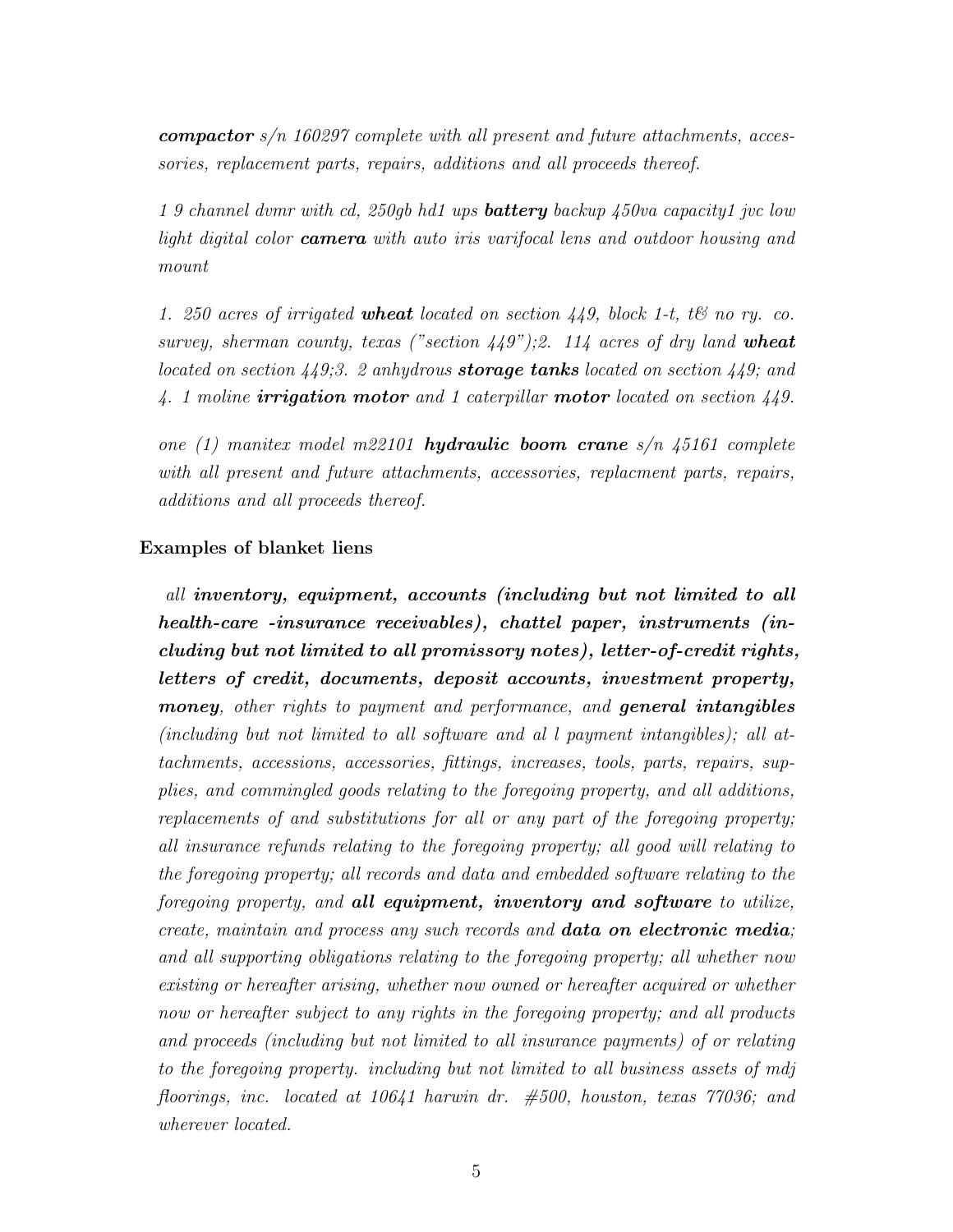***compactor*** *s/n 160297 complete with all present and future attachments, accessories, replacement parts, repairs, additions and all proceeds thereof.*

*1 9 channel dvmr with cd, 250gb hd1 ups* ***battery*** *backup 450va capacity1 jvc low light digital color* ***camera*** *with auto iris varifocal lens and outdoor housing and mount*

*1. 250 acres of irrigated* ***wheat*** *located on section 449, block 1-t, t& no ry. co. survey, sherman county, texas ("section 449");2. 114 acres of dry land* ***wheat*** *located on section 449;3. 2 anhydrous* ***storage tanks*** *located on section 449; and 4. 1 moline* ***irrigation motor*** *and 1 caterpillar* ***motor*** *located on section 449.*

*one (1) manitex model m22101* ***hydraulic boom crane*** *s/n 45161 complete with all present and future attachments, accessories, replacment parts, repairs, additions and all proceeds thereof.*

**Examples of blanket liens**

*all* ***inventory, equipment, accounts (including but not limited to all health-care -insurance receivables), chattel paper, instruments (including but not limited to all promissory notes), letter-of-credit rights, letters of credit, documents, deposit accounts, investment property, money****, other rights to payment and performance, and* ***general intangibles*** *(including but not limited to all software and al l payment intangibles); all attachments, accessions, accessories, fittings, increases, tools, parts, repairs, supplies, and commingled goods relating to the foregoing property, and all additions, replacements of and substitutions for all or any part of the foregoing property; all insurance refunds relating to the foregoing property; all good will relating to the foregoing property; all records and data and embedded software relating to the foregoing property, and* ***all equipment, inventory and software*** *to utilize, create, maintain and process any such records and* ***data on electronic media****; and all supporting obligations relating to the foregoing property; all whether now existing or hereafter arising, whether now owned or hereafter acquired or whether now or hereafter subject to any rights in the foregoing property; and all products and proceeds (including but not limited to all insurance payments) of or relating to the foregoing property. including but not limited to all business assets of mdj floorings, inc. located at 10641 harwin dr. #500, houston, texas 77036; and wherever located.*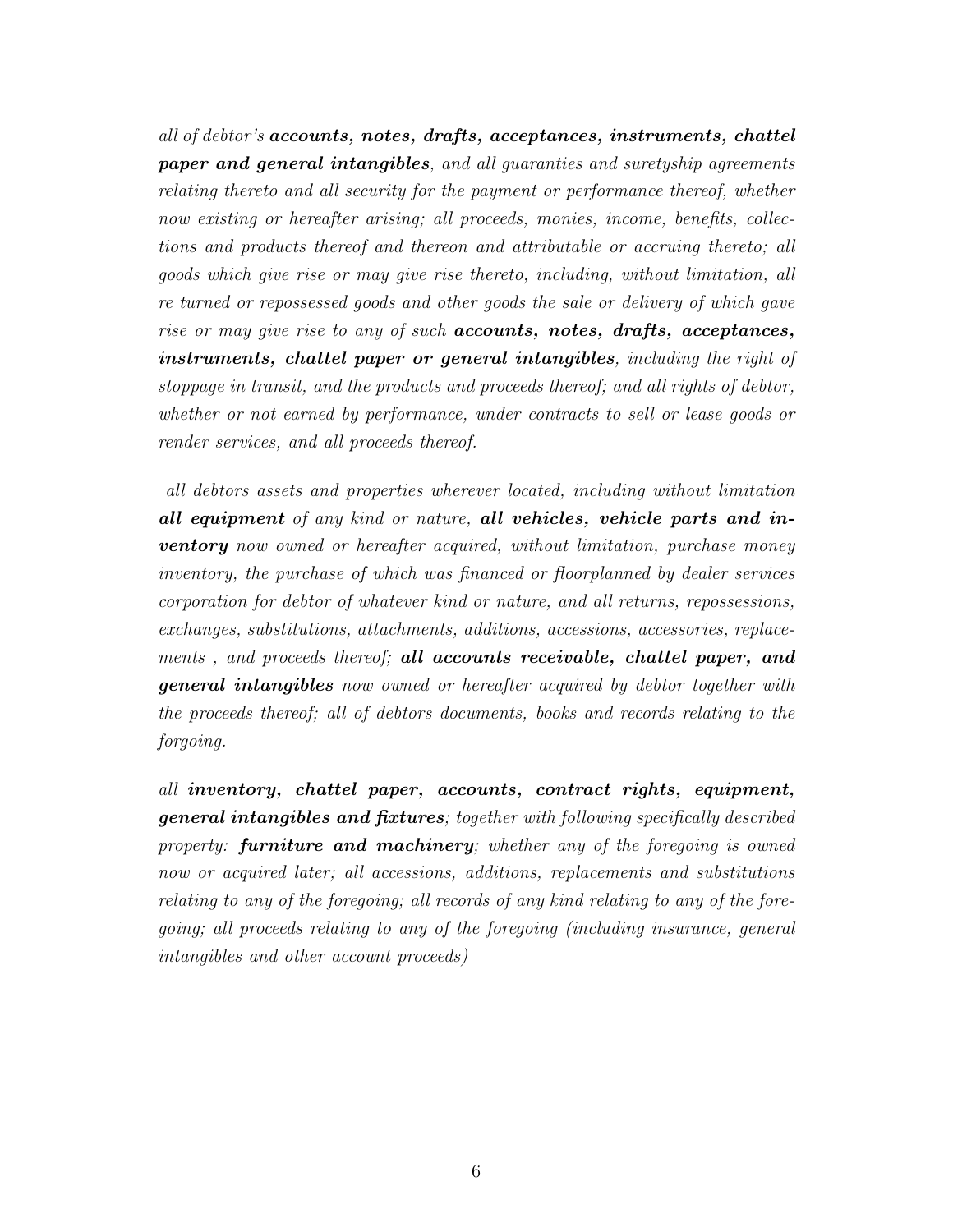*all of debtor's* ***accounts, notes, drafts, acceptances, instruments, chattel paper and general intangibles****, and all guaranties and suretyship agreements relating thereto and all security for the payment or performance thereof, whether now existing or hereafter arising; all proceeds, monies, income, benefits, collections and products thereof and thereon and attributable or accruing thereto; all goods which give rise or may give rise thereto, including, without limitation, all re turned or repossessed goods and other goods the sale or delivery of which gave rise or may give rise to any of such* ***accounts, notes, drafts, acceptances, instruments, chattel paper or general intangibles****, including the right of stoppage in transit, and the products and proceeds thereof; and all rights of debtor, whether or not earned by performance, under contracts to sell or lease goods or render services, and all proceeds thereof.*

*all debtors assets and properties wherever located, including without limitation* ***all equipment*** *of any kind or nature,* ***all vehicles, vehicle parts and inventory*** *now owned or hereafter acquired, without limitation, purchase money inventory, the purchase of which was financed or floorplanned by dealer services corporation for debtor of whatever kind or nature, and all returns, repossessions, exchanges, substitutions, attachments, additions, accessions, accessories, replacements , and proceeds thereof;* ***all accounts receivable, chattel paper, and general intangibles*** *now owned or hereafter acquired by debtor together with the proceeds thereof; all of debtors documents, books and records relating to the forgoing.*

*all* ***inventory, chattel paper, accounts, contract rights, equipment, general intangibles and fixtures****; together with following specifically described property:* ***furniture and machinery****; whether any of the foregoing is owned now or acquired later; all accessions, additions, replacements and substitutions relating to any of the foregoing; all records of any kind relating to any of the foregoing; all proceeds relating to any of the foregoing (including insurance, general intangibles and other account proceeds)*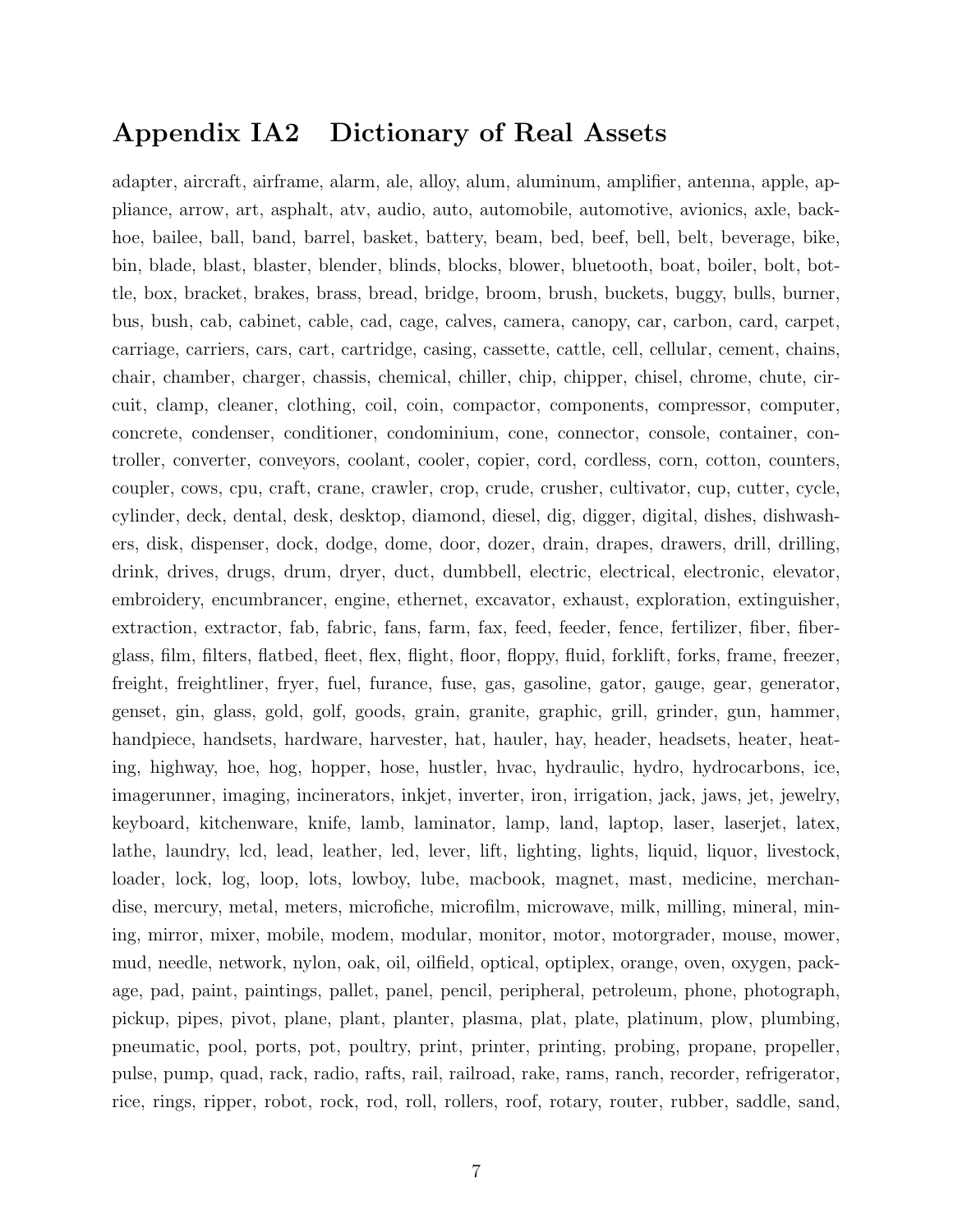## Appendix IA2 Dictionary of Real Assets

adapter, aircraft, airframe, alarm, ale, alloy, alum, aluminum, amplifier, antenna, apple, appliance, arrow, art, asphalt, atv, audio, auto, automobile, automotive, avionics, axle, backhoe, bailee, ball, band, barrel, basket, battery, beam, bed, beef, bell, belt, beverage, bike, bin, blade, blast, blaster, blender, blinds, blocks, blower, bluetooth, boat, boiler, bolt, bottle, box, bracket, brakes, brass, bread, bridge, broom, brush, buckets, buggy, bulls, burner, bus, bush, cab, cabinet, cable, cad, cage, calves, camera, canopy, car, carbon, card, carpet, carriage, carriers, cars, cart, cartridge, casing, cassette, cattle, cell, cellular, cement, chains, chair, chamber, charger, chassis, chemical, chiller, chip, chipper, chisel, chrome, chute, circuit, clamp, cleaner, clothing, coil, coin, compactor, components, compressor, computer, concrete, condenser, conditioner, condominium, cone, connector, console, container, controller, converter, conveyors, coolant, cooler, copier, cord, cordless, corn, cotton, counters, coupler, cows, cpu, craft, crane, crawler, crop, crude, crusher, cultivator, cup, cutter, cycle, cylinder, deck, dental, desk, desktop, diamond, diesel, dig, digger, digital, dishes, dishwashers, disk, dispenser, dock, dodge, dome, door, dozer, drain, drapes, drawers, drill, drilling, drink, drives, drugs, drum, dryer, duct, dumbbell, electric, electrical, electronic, elevator, embroidery, encumbrancer, engine, ethernet, excavator, exhaust, exploration, extinguisher, extraction, extractor, fab, fabric, fans, farm, fax, feed, feeder, fence, fertilizer, fiber, fiberglass, film, filters, flatbed, fleet, flex, flight, floor, floppy, fluid, forklift, forks, frame, freezer, freight, freightliner, fryer, fuel, furance, fuse, gas, gasoline, gator, gauge, gear, generator, genset, gin, glass, gold, golf, goods, grain, granite, graphic, grill, grinder, gun, hammer, handpiece, handsets, hardware, harvester, hat, hauler, hay, header, headsets, heater, heating, highway, hoe, hog, hopper, hose, hustler, hvac, hydraulic, hydro, hydrocarbons, ice, imagerunner, imaging, incinerators, inkjet, inverter, iron, irrigation, jack, jaws, jet, jewelry, keyboard, kitchenware, knife, lamb, laminator, lamp, land, laptop, laser, laserjet, latex, lathe, laundry, lcd, lead, leather, led, lever, lift, lighting, lights, liquid, liquor, livestock, loader, lock, log, loop, lots, lowboy, lube, macbook, magnet, mast, medicine, merchandise, mercury, metal, meters, microfiche, microfilm, microwave, milk, milling, mineral, mining, mirror, mixer, mobile, modem, modular, monitor, motor, motorgrader, mouse, mower, mud, needle, network, nylon, oak, oil, oilfield, optical, optiplex, orange, oven, oxygen, package, pad, paint, paintings, pallet, panel, pencil, peripheral, petroleum, phone, photograph, pickup, pipes, pivot, plane, plant, planter, plasma, plat, plate, platinum, plow, plumbing, pneumatic, pool, ports, pot, poultry, print, printer, printing, probing, propane, propeller, pulse, pump, quad, rack, radio, rafts, rail, railroad, rake, rams, ranch, recorder, refrigerator, rice, rings, ripper, robot, rock, rod, roll, rollers, roof, rotary, router, rubber, saddle, sand,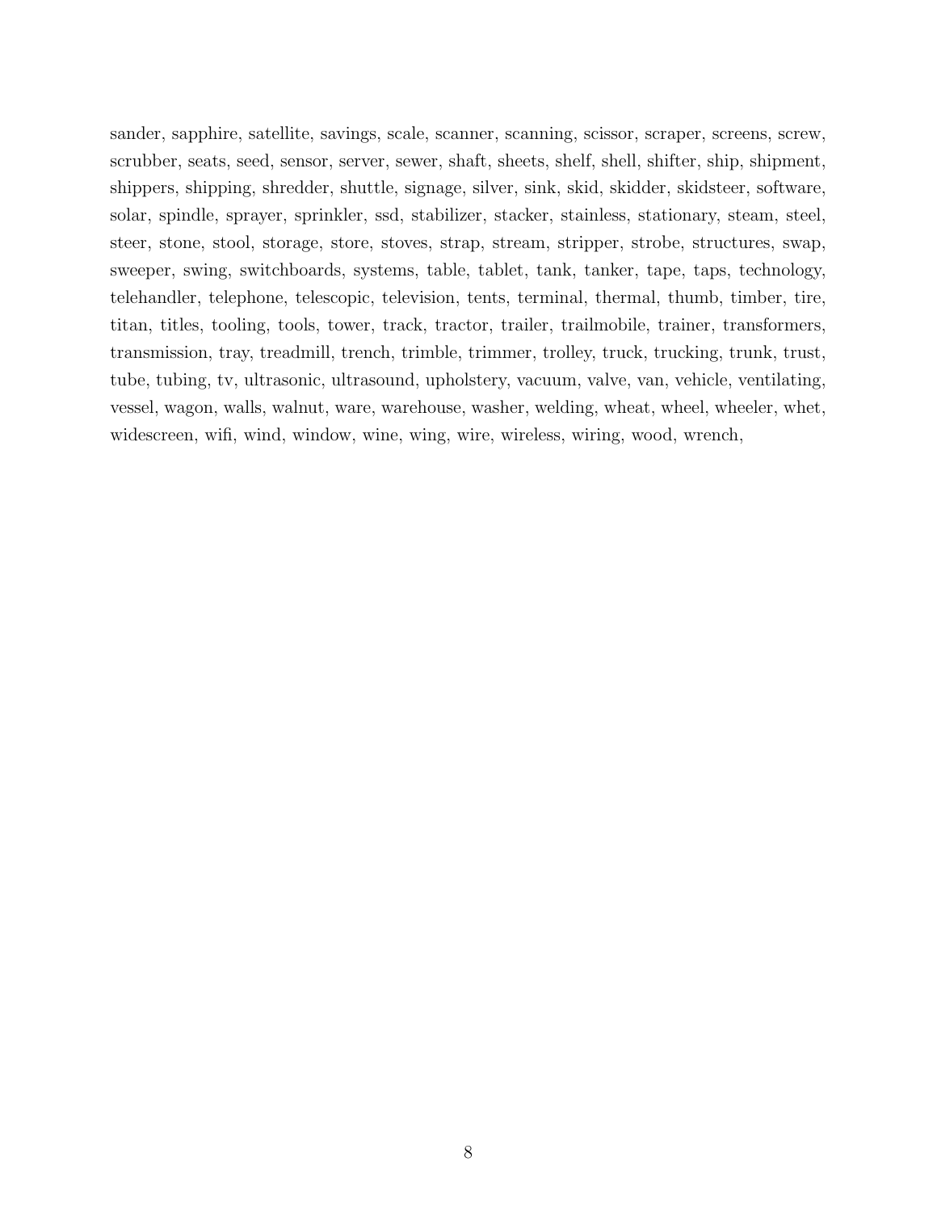sander, sapphire, satellite, savings, scale, scanner, scanning, scissor, scraper, screens, screw, scrubber, seats, seed, sensor, server, sewer, shaft, sheets, shelf, shell, shifter, ship, shipment, shippers, shipping, shredder, shuttle, signage, silver, sink, skid, skidder, skidsteer, software, solar, spindle, sprayer, sprinkler, ssd, stabilizer, stacker, stainless, stationary, steam, steel, steer, stone, stool, storage, store, stoves, strap, stream, stripper, strobe, structures, swap, sweeper, swing, switchboards, systems, table, tablet, tank, tanker, tape, taps, technology, telehandler, telephone, telescopic, television, tents, terminal, thermal, thumb, timber, tire, titan, titles, tooling, tools, tower, track, tractor, trailer, trailmobile, trainer, transformers, transmission, tray, treadmill, trench, trimble, trimmer, trolley, truck, trucking, trunk, trust, tube, tubing, tv, ultrasonic, ultrasound, upholstery, vacuum, valve, van, vehicle, ventilating, vessel, wagon, walls, walnut, ware, warehouse, washer, welding, wheat, wheel, wheeler, whet, widescreen, wifi, wind, window, wine, wing, wire, wireless, wiring, wood, wrench,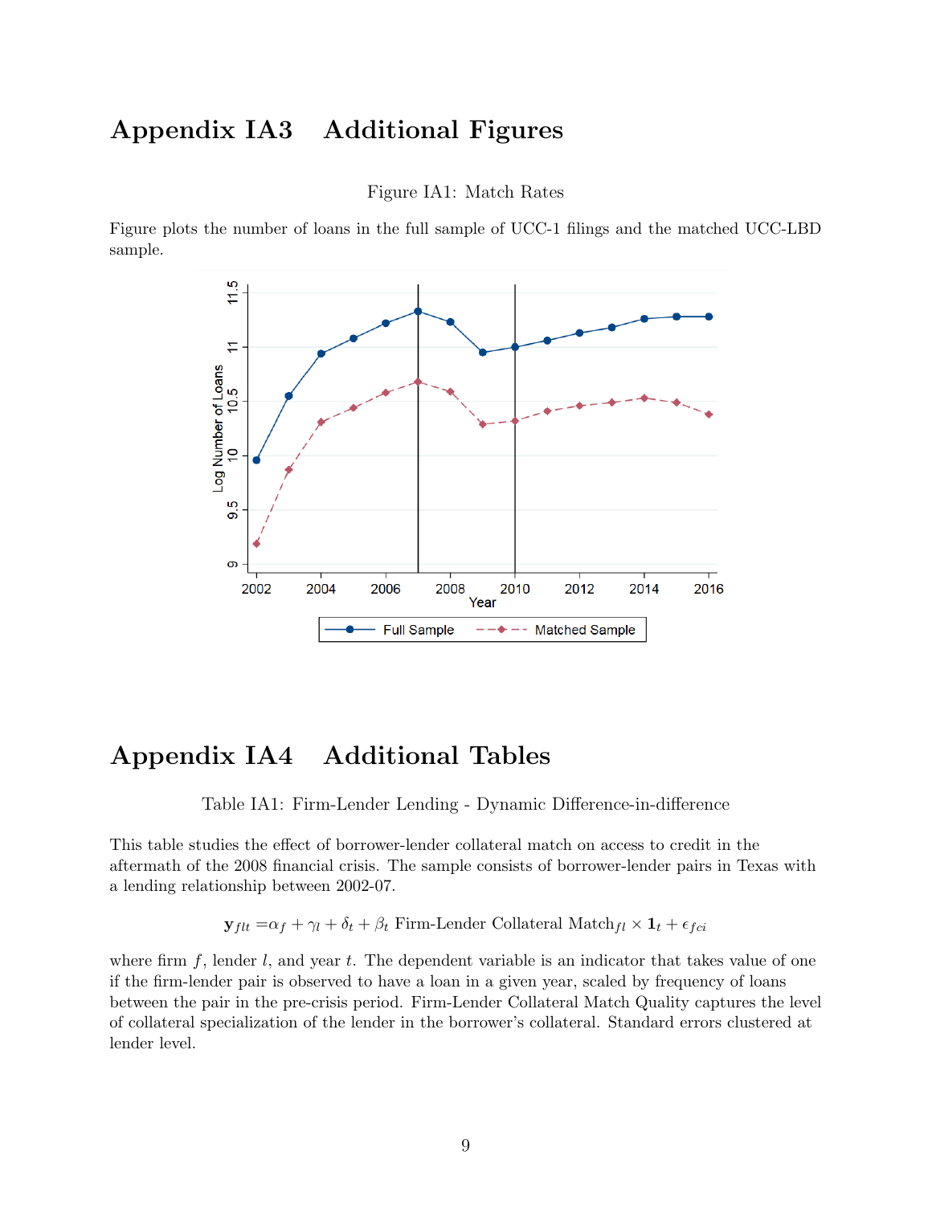# Appendix IA3 Additional Figures

Figure IA1: Match Rates

Figure plots the number of loans in the full sample of UCC-1 filings and the matched UCC-LBD sample.

# Appendix IA4 Additional Tables

Table IA1: Firm-Lender Lending - Dynamic Difference-in-difference

This table studies the effect of borrower-lender collateral match on access to credit in the aftermath of the 2008 financial crisis. The sample consists of borrower-lender pairs in Texas with a lending relationship between 2002-07.

$$\mathbf{y}_{flt} = \alpha_f + \gamma_l + \delta_t + \beta_t \text{ Firm-Lender Collateral Match}_{fl} \times \mathbf{1}_t + \epsilon_{fci}$$

where firm $f$, lender $l$, and year $t$. The dependent variable is an indicator that takes value of one if the firm-lender pair is observed to have a loan in a given year, scaled by frequency of loans between the pair in the pre-crisis period. Firm-Lender Collateral Match Quality captures the level of collateral specialization of the lender in the borrower's collateral. Standard errors clustered at lender level.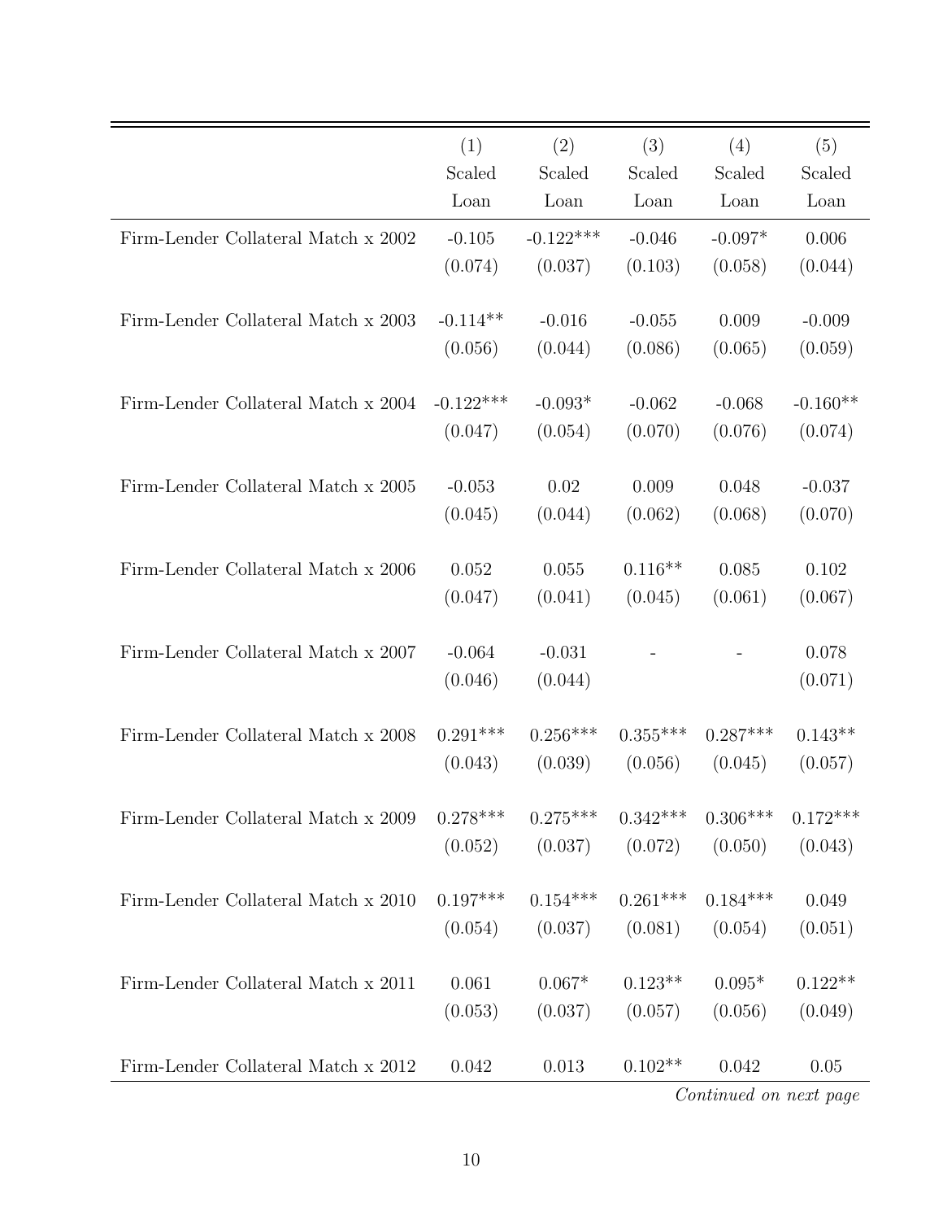| | (1) Scaled Loan | (2) Scaled Loan | (3) Scaled Loan | (4) Scaled Loan | (5) Scaled Loan |
|---|---|---|---|---|---|
| Firm-Lender Collateral Match x 2002 | -0.105 | -0.122*** | -0.046 | -0.097* | 0.006 |
| | (0.074) | (0.037) | (0.103) | (0.058) | (0.044) |
| Firm-Lender Collateral Match x 2003 | -0.114** | -0.016 | -0.055 | 0.009 | -0.009 |
| | (0.056) | (0.044) | (0.086) | (0.065) | (0.059) |
| Firm-Lender Collateral Match x 2004 | -0.122*** | -0.093* | -0.062 | -0.068 | -0.160** |
| | (0.047) | (0.054) | (0.070) | (0.076) | (0.074) |
| Firm-Lender Collateral Match x 2005 | -0.053 | 0.02 | 0.009 | 0.048 | -0.037 |
| | (0.045) | (0.044) | (0.062) | (0.068) | (0.070) |
| Firm-Lender Collateral Match x 2006 | 0.052 | 0.055 | 0.116** | 0.085 | 0.102 |
| | (0.047) | (0.041) | (0.045) | (0.061) | (0.067) |
| Firm-Lender Collateral Match x 2007 | -0.064 | -0.031 | - | - | 0.078 |
| | (0.046) | (0.044) | | | (0.071) |
| Firm-Lender Collateral Match x 2008 | 0.291*** | 0.256*** | 0.355*** | 0.287*** | 0.143** |
| | (0.043) | (0.039) | (0.056) | (0.045) | (0.057) |
| Firm-Lender Collateral Match x 2009 | 0.278*** | 0.275*** | 0.342*** | 0.306*** | 0.172*** |
| | (0.052) | (0.037) | (0.072) | (0.050) | (0.043) |
| Firm-Lender Collateral Match x 2010 | 0.197*** | 0.154*** | 0.261*** | 0.184*** | 0.049 |
| | (0.054) | (0.037) | (0.081) | (0.054) | (0.051) |
| Firm-Lender Collateral Match x 2011 | 0.061 | 0.067* | 0.123** | 0.095* | 0.122** |
| | (0.053) | (0.037) | (0.057) | (0.056) | (0.049) |
| Firm-Lender Collateral Match x 2012 | 0.042 | 0.013 | 0.102** | 0.042 | 0.05 |

*Continued on next page*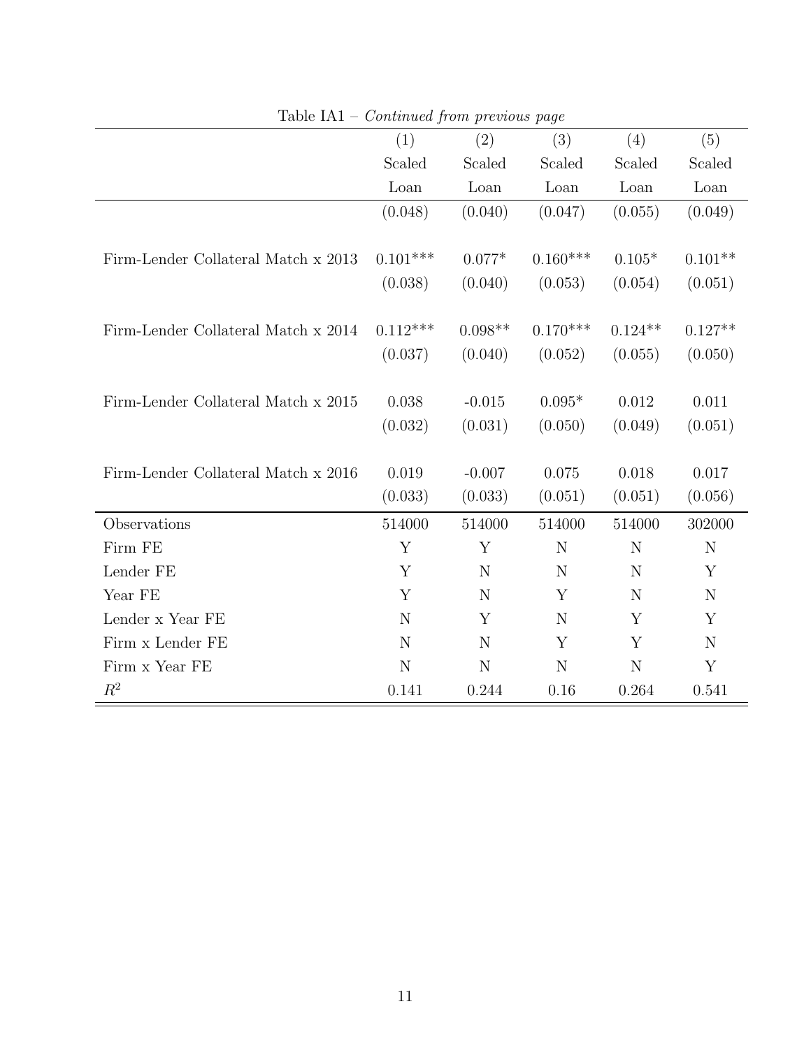Table IA1 – *Continued from previous page*

| | (1) | (2) | (3) | (4) | (5) |
|---|---|---|---|---|---|
| | Scaled Loan | Scaled Loan | Scaled Loan | Scaled Loan | Scaled Loan |
| | (0.048) | (0.040) | (0.047) | (0.055) | (0.049) |
| Firm-Lender Collateral Match x 2013 | 0.101*** | 0.077* | 0.160*** | 0.105* | 0.101** |
| | (0.038) | (0.040) | (0.053) | (0.054) | (0.051) |
| Firm-Lender Collateral Match x 2014 | 0.112*** | 0.098** | 0.170*** | 0.124** | 0.127** |
| | (0.037) | (0.040) | (0.052) | (0.055) | (0.050) |
| Firm-Lender Collateral Match x 2015 | 0.038 | -0.015 | 0.095* | 0.012 | 0.011 |
| | (0.032) | (0.031) | (0.050) | (0.049) | (0.051) |
| Firm-Lender Collateral Match x 2016 | 0.019 | -0.007 | 0.075 | 0.018 | 0.017 |
| | (0.033) | (0.033) | (0.051) | (0.051) | (0.056) |
| Observations | 514000 | 514000 | 514000 | 514000 | 302000 |
| Firm FE | Y | Y | N | N | N |
| Lender FE | Y | N | N | N | Y |
| Year FE | Y | N | Y | N | N |
| Lender x Year FE | N | Y | N | Y | Y |
| Firm x Lender FE | N | N | Y | Y | N |
| Firm x Year FE | N | N | N | N | Y |
| $R^2$ | 0.141 | 0.244 | 0.16 | 0.264 | 0.541 |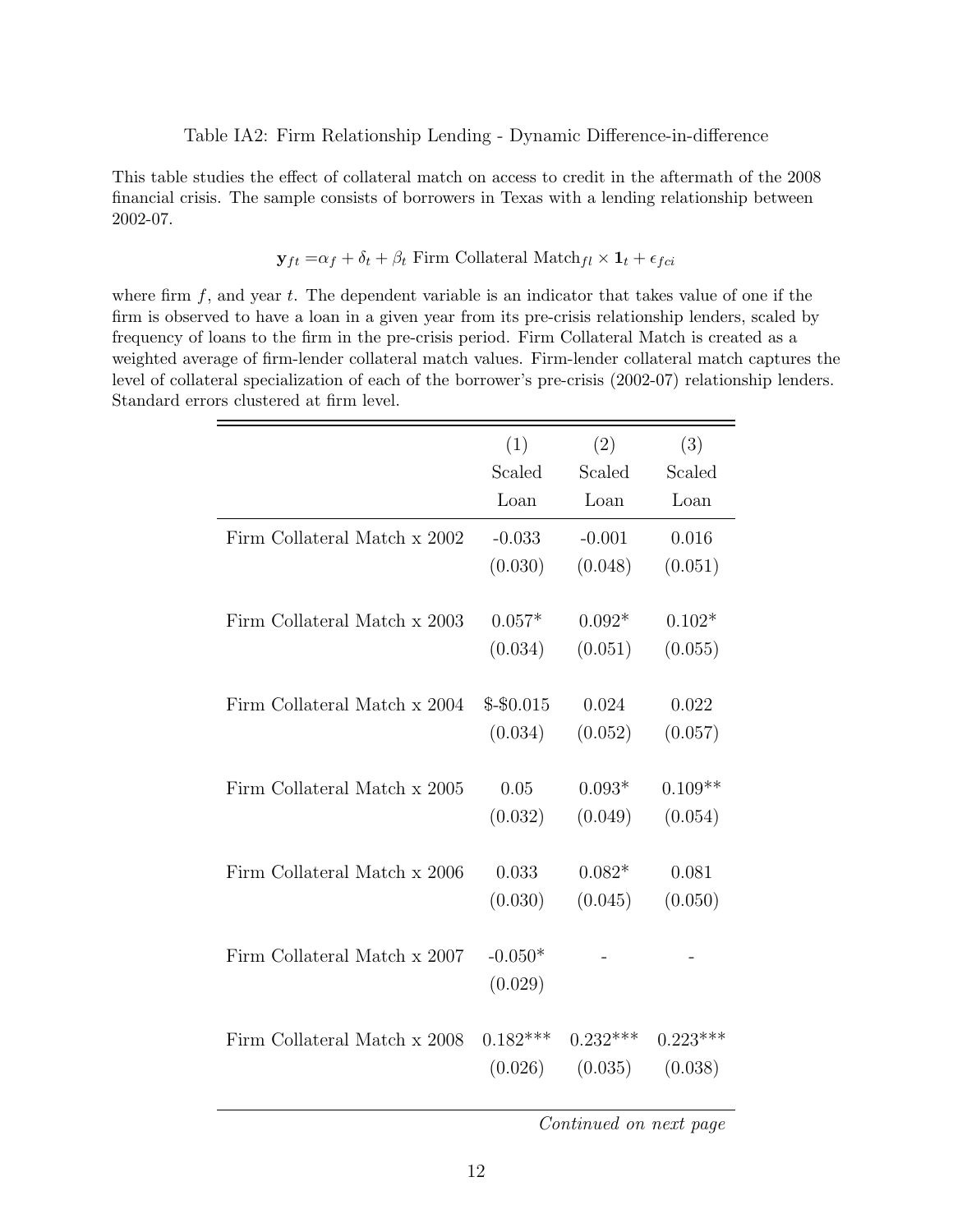Table IA2: Firm Relationship Lending - Dynamic Difference-in-difference

This table studies the effect of collateral match on access to credit in the aftermath of the 2008 financial crisis. The sample consists of borrowers in Texas with a lending relationship between 2002-07.

$$\mathbf{y}_{ft} = \alpha_f + \delta_t + \beta_t \text{ Firm Collateral Match}_{fl} \times \mathbf{1}_t + \epsilon_{fci}$$

where firm $f$, and year $t$. The dependent variable is an indicator that takes value of one if the firm is observed to have a loan in a given year from its pre-crisis relationship lenders, scaled by frequency of loans to the firm in the pre-crisis period. Firm Collateral Match is created as a weighted average of firm-lender collateral match values. Firm-lender collateral match captures the level of collateral specialization of each of the borrower's pre-crisis (2002-07) relationship lenders. Standard errors clustered at firm level.

| | (1) Scaled Loan | (2) Scaled Loan | (3) Scaled Loan |
|---|---|---|---|
| Firm Collateral Match x 2002 | -0.033 | -0.001 | 0.016 |
| | (0.030) | (0.048) | (0.051) |
| Firm Collateral Match x 2003 | 0.057* | 0.092* | 0.102* |
| | (0.034) | (0.051) | (0.055) |
| Firm Collateral Match x 2004 | $-$0.015 | 0.024 | 0.022 |
| | (0.034) | (0.052) | (0.057) |
| Firm Collateral Match x 2005 | 0.05 | 0.093* | 0.109** |
| | (0.032) | (0.049) | (0.054) |
| Firm Collateral Match x 2006 | 0.033 | 0.082* | 0.081 |
| | (0.030) | (0.045) | (0.050) |
| Firm Collateral Match x 2007 | -0.050* | - | - |
| | (0.029) | | |
| Firm Collateral Match x 2008 | 0.182*** | 0.232*** | 0.223*** |
| | (0.026) | (0.035) | (0.038) |

*Continued on next page*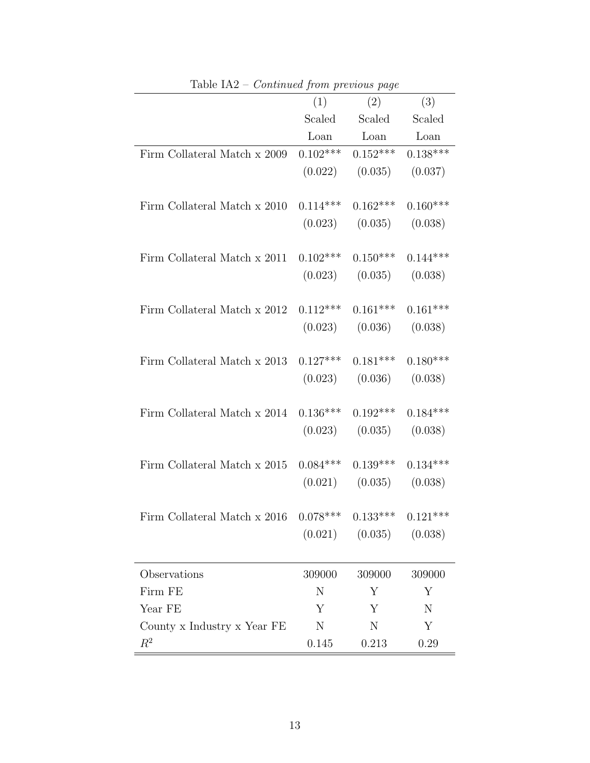Table IA2 – *Continued from previous page*

| | (1) | (2) | (3) |
|---|---|---|---|
| | Scaled Loan | Scaled Loan | Scaled Loan |
| Firm Collateral Match x 2009 | 0.102*** | 0.152*** | 0.138*** |
| | (0.022) | (0.035) | (0.037) |
| Firm Collateral Match x 2010 | 0.114*** | 0.162*** | 0.160*** |
| | (0.023) | (0.035) | (0.038) |
| Firm Collateral Match x 2011 | 0.102*** | 0.150*** | 0.144*** |
| | (0.023) | (0.035) | (0.038) |
| Firm Collateral Match x 2012 | 0.112*** | 0.161*** | 0.161*** |
| | (0.023) | (0.036) | (0.038) |
| Firm Collateral Match x 2013 | 0.127*** | 0.181*** | 0.180*** |
| | (0.023) | (0.036) | (0.038) |
| Firm Collateral Match x 2014 | 0.136*** | 0.192*** | 0.184*** |
| | (0.023) | (0.035) | (0.038) |
| Firm Collateral Match x 2015 | 0.084*** | 0.139*** | 0.134*** |
| | (0.021) | (0.035) | (0.038) |
| Firm Collateral Match x 2016 | 0.078*** | 0.133*** | 0.121*** |
| | (0.021) | (0.035) | (0.038) |
| Observations | 309000 | 309000 | 309000 |
| Firm FE | N | Y | Y |
| Year FE | Y | Y | N |
| County x Industry x Year FE | N | N | Y |
| $R^2$ | 0.145 | 0.213 | 0.29 |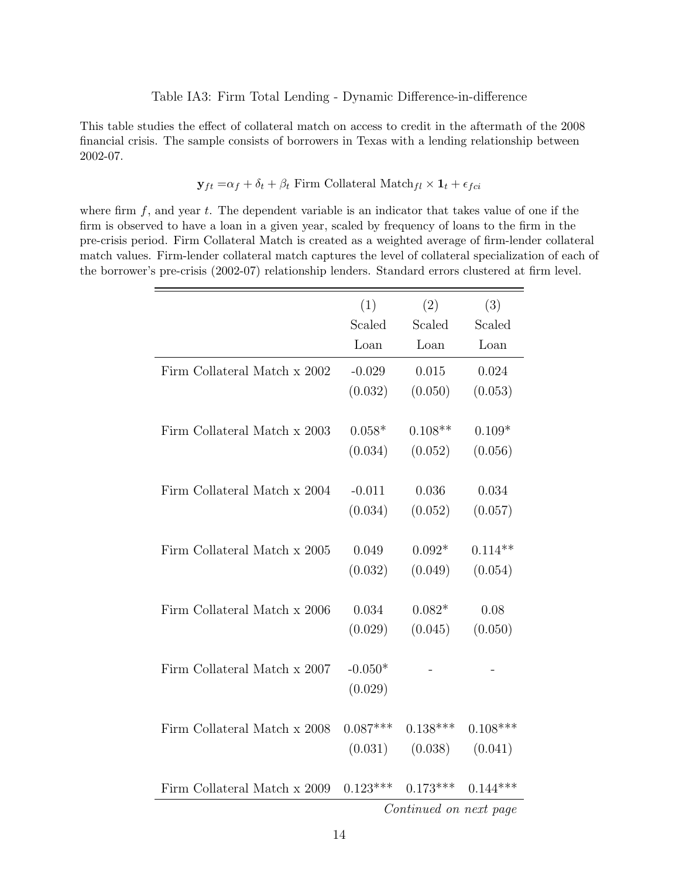Table IA3: Firm Total Lending - Dynamic Difference-in-difference

This table studies the effect of collateral match on access to credit in the aftermath of the 2008 financial crisis. The sample consists of borrowers in Texas with a lending relationship between 2002-07.

$$\mathbf{y}_{ft} = \alpha_f + \delta_t + \beta_t \text{ Firm Collateral Match}_{fl} \times \mathbf{1}_t + \epsilon_{fci}$$

where firm $f$, and year $t$. The dependent variable is an indicator that takes value of one if the firm is observed to have a loan in a given year, scaled by frequency of loans to the firm in the pre-crisis period. Firm Collateral Match is created as a weighted average of firm-lender collateral match values. Firm-lender collateral match captures the level of collateral specialization of each of the borrower's pre-crisis (2002-07) relationship lenders. Standard errors clustered at firm level.

| | (1) Scaled Loan | (2) Scaled Loan | (3) Scaled Loan |
|---|---|---|---|
| Firm Collateral Match x 2002 | -0.029 | 0.015 | 0.024 |
| | (0.032) | (0.050) | (0.053) |
| Firm Collateral Match x 2003 | 0.058* | 0.108** | 0.109* |
| | (0.034) | (0.052) | (0.056) |
| Firm Collateral Match x 2004 | -0.011 | 0.036 | 0.034 |
| | (0.034) | (0.052) | (0.057) |
| Firm Collateral Match x 2005 | 0.049 | 0.092* | 0.114** |
| | (0.032) | (0.049) | (0.054) |
| Firm Collateral Match x 2006 | 0.034 | 0.082* | 0.08 |
| | (0.029) | (0.045) | (0.050) |
| Firm Collateral Match x 2007 | -0.050* | - | - |
| | (0.029) | | |
| Firm Collateral Match x 2008 | 0.087*** | 0.138*** | 0.108*** |
| | (0.031) | (0.038) | (0.041) |
| Firm Collateral Match x 2009 | 0.123*** | 0.173*** | 0.144*** |

*Continued on next page*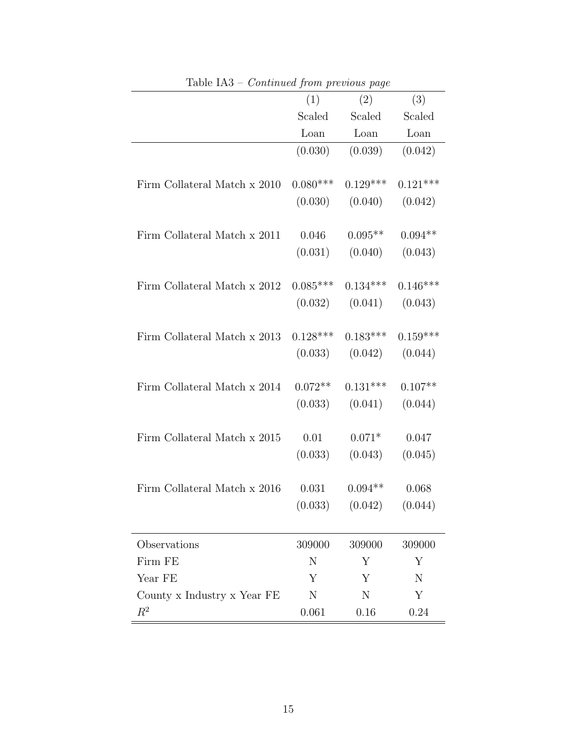Table IA3 – *Continued from previous page*

| | (1) | (2) | (3) |
|---|---|---|---|
| | Scaled Loan | Scaled Loan | Scaled Loan |
| | (0.030) | (0.039) | (0.042) |
| Firm Collateral Match x 2010 | 0.080*** | 0.129*** | 0.121*** |
| | (0.030) | (0.040) | (0.042) |
| Firm Collateral Match x 2011 | 0.046 | 0.095** | 0.094** |
| | (0.031) | (0.040) | (0.043) |
| Firm Collateral Match x 2012 | 0.085*** | 0.134*** | 0.146*** |
| | (0.032) | (0.041) | (0.043) |
| Firm Collateral Match x 2013 | 0.128*** | 0.183*** | 0.159*** |
| | (0.033) | (0.042) | (0.044) |
| Firm Collateral Match x 2014 | 0.072** | 0.131*** | 0.107** |
| | (0.033) | (0.041) | (0.044) |
| Firm Collateral Match x 2015 | 0.01 | 0.071* | 0.047 |
| | (0.033) | (0.043) | (0.045) |
| Firm Collateral Match x 2016 | 0.031 | 0.094** | 0.068 |
| | (0.033) | (0.042) | (0.044) |
| Observations | 309000 | 309000 | 309000 |
| Firm FE | N | Y | Y |
| Year FE | Y | Y | N |
| County x Industry x Year FE | N | N | Y |
| $R^2$ | 0.061 | 0.16 | 0.24 |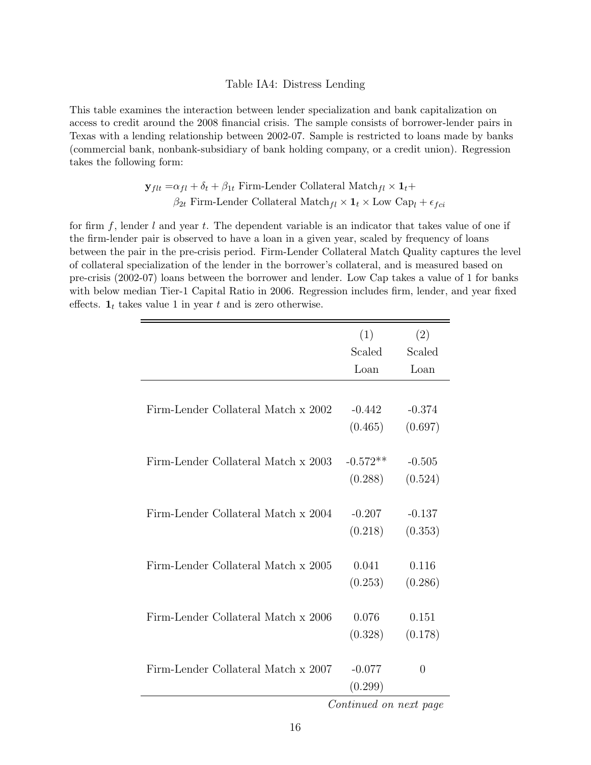Table IA4: Distress Lending

This table examines the interaction between lender specialization and bank capitalization on access to credit around the 2008 financial crisis. The sample consists of borrower-lender pairs in Texas with a lending relationship between 2002-07. Sample is restricted to loans made by banks (commercial bank, nonbank-subsidiary of bank holding company, or a credit union). Regression takes the following form:

$$\mathbf{y}_{flt} = \alpha_{fl} + \delta_t + \beta_{1t} \text{ Firm-Lender Collateral Match}_{fl} \times \mathbf{1}_t + \beta_{2t} \text{ Firm-Lender Collateral Match}_{fl} \times \mathbf{1}_t \times \text{Low Cap}_l + \epsilon_{fci}$$

for firm $f$, lender $l$ and year $t$. The dependent variable is an indicator that takes value of one if the firm-lender pair is observed to have a loan in a given year, scaled by frequency of loans between the pair in the pre-crisis period. Firm-Lender Collateral Match Quality captures the level of collateral specialization of the lender in the borrower's collateral, and is measured based on pre-crisis (2002-07) loans between the borrower and lender. Low Cap takes a value of 1 for banks with below median Tier-1 Capital Ratio in 2006. Regression includes firm, lender, and year fixed effects. $\mathbf{1}_t$ takes value 1 in year $t$ and is zero otherwise.

| | (1) Scaled Loan | (2) Scaled Loan |
|---|---|---|
| Firm-Lender Collateral Match x 2002 | -0.442 | -0.374 |
| | (0.465) | (0.697) |
| Firm-Lender Collateral Match x 2003 | -0.572** | -0.505 |
| | (0.288) | (0.524) |
| Firm-Lender Collateral Match x 2004 | -0.207 | -0.137 |
| | (0.218) | (0.353) |
| Firm-Lender Collateral Match x 2005 | 0.041 | 0.116 |
| | (0.253) | (0.286) |
| Firm-Lender Collateral Match x 2006 | 0.076 | 0.151 |
| | (0.328) | (0.178) |
| Firm-Lender Collateral Match x 2007 | -0.077 | 0 |
| | (0.299) | |

*Continued on next page*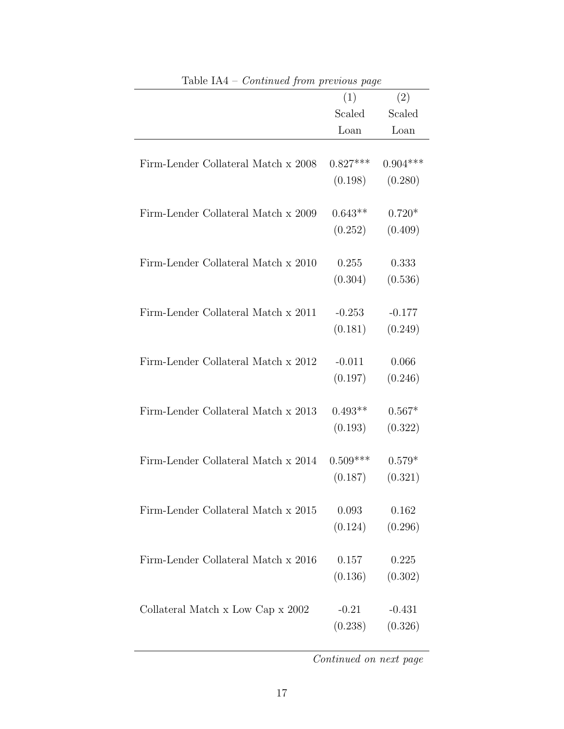Table IA4 – *Continued from previous page*

| | (1) | (2) |
|---|---|---|
| | Scaled Loan | Scaled Loan |
| Firm-Lender Collateral Match x 2008 | 0.827*** | 0.904*** |
| | (0.198) | (0.280) |
| Firm-Lender Collateral Match x 2009 | 0.643** | 0.720* |
| | (0.252) | (0.409) |
| Firm-Lender Collateral Match x 2010 | 0.255 | 0.333 |
| | (0.304) | (0.536) |
| Firm-Lender Collateral Match x 2011 | -0.253 | -0.177 |
| | (0.181) | (0.249) |
| Firm-Lender Collateral Match x 2012 | -0.011 | 0.066 |
| | (0.197) | (0.246) |
| Firm-Lender Collateral Match x 2013 | 0.493** | 0.567* |
| | (0.193) | (0.322) |
| Firm-Lender Collateral Match x 2014 | 0.509*** | 0.579* |
| | (0.187) | (0.321) |
| Firm-Lender Collateral Match x 2015 | 0.093 | 0.162 |
| | (0.124) | (0.296) |
| Firm-Lender Collateral Match x 2016 | 0.157 | 0.225 |
| | (0.136) | (0.302) |
| Collateral Match x Low Cap x 2002 | -0.21 | -0.431 |
| | (0.238) | (0.326) |

*Continued on next page*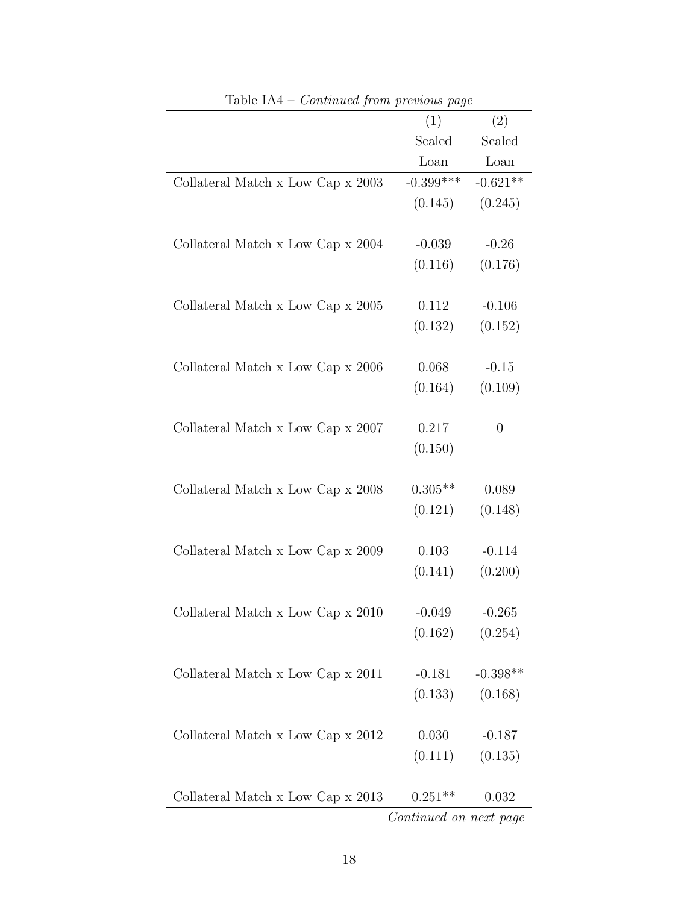Table IA4 – *Continued from previous page*

| | (1) Scaled Loan | (2) Scaled Loan |
|---|---|---|
| Collateral Match x Low Cap x 2003 | -0.399*** | -0.621** |
| | (0.145) | (0.245) |
| Collateral Match x Low Cap x 2004 | -0.039 | -0.26 |
| | (0.116) | (0.176) |
| Collateral Match x Low Cap x 2005 | 0.112 | -0.106 |
| | (0.132) | (0.152) |
| Collateral Match x Low Cap x 2006 | 0.068 | -0.15 |
| | (0.164) | (0.109) |
| Collateral Match x Low Cap x 2007 | 0.217 | 0 |
| | (0.150) | |
| Collateral Match x Low Cap x 2008 | 0.305** | 0.089 |
| | (0.121) | (0.148) |
| Collateral Match x Low Cap x 2009 | 0.103 | -0.114 |
| | (0.141) | (0.200) |
| Collateral Match x Low Cap x 2010 | -0.049 | -0.265 |
| | (0.162) | (0.254) |
| Collateral Match x Low Cap x 2011 | -0.181 | -0.398** |
| | (0.133) | (0.168) |
| Collateral Match x Low Cap x 2012 | 0.030 | -0.187 |
| | (0.111) | (0.135) |
| Collateral Match x Low Cap x 2013 | 0.251** | 0.032 |

*Continued on next page*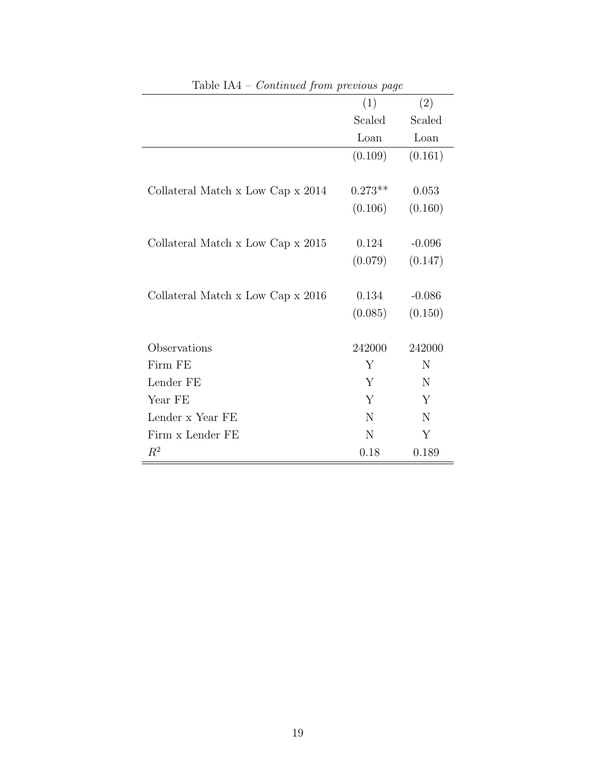Table IA4 – *Continued from previous page*

| | (1) Scaled Loan | (2) Scaled Loan |
|---|---|---|
| | (0.109) | (0.161) |
| Collateral Match x Low Cap x 2014 | 0.273** | 0.053 |
| | (0.106) | (0.160) |
| Collateral Match x Low Cap x 2015 | 0.124 | -0.096 |
| | (0.079) | (0.147) |
| Collateral Match x Low Cap x 2016 | 0.134 | -0.086 |
| | (0.085) | (0.150) |
| Observations | 242000 | 242000 |
| Firm FE | Y | N |
| Lender FE | Y | N |
| Year FE | Y | Y |
| Lender x Year FE | N | N |
| Firm x Lender FE | N | Y |
| $R^2$ | 0.18 | 0.189 |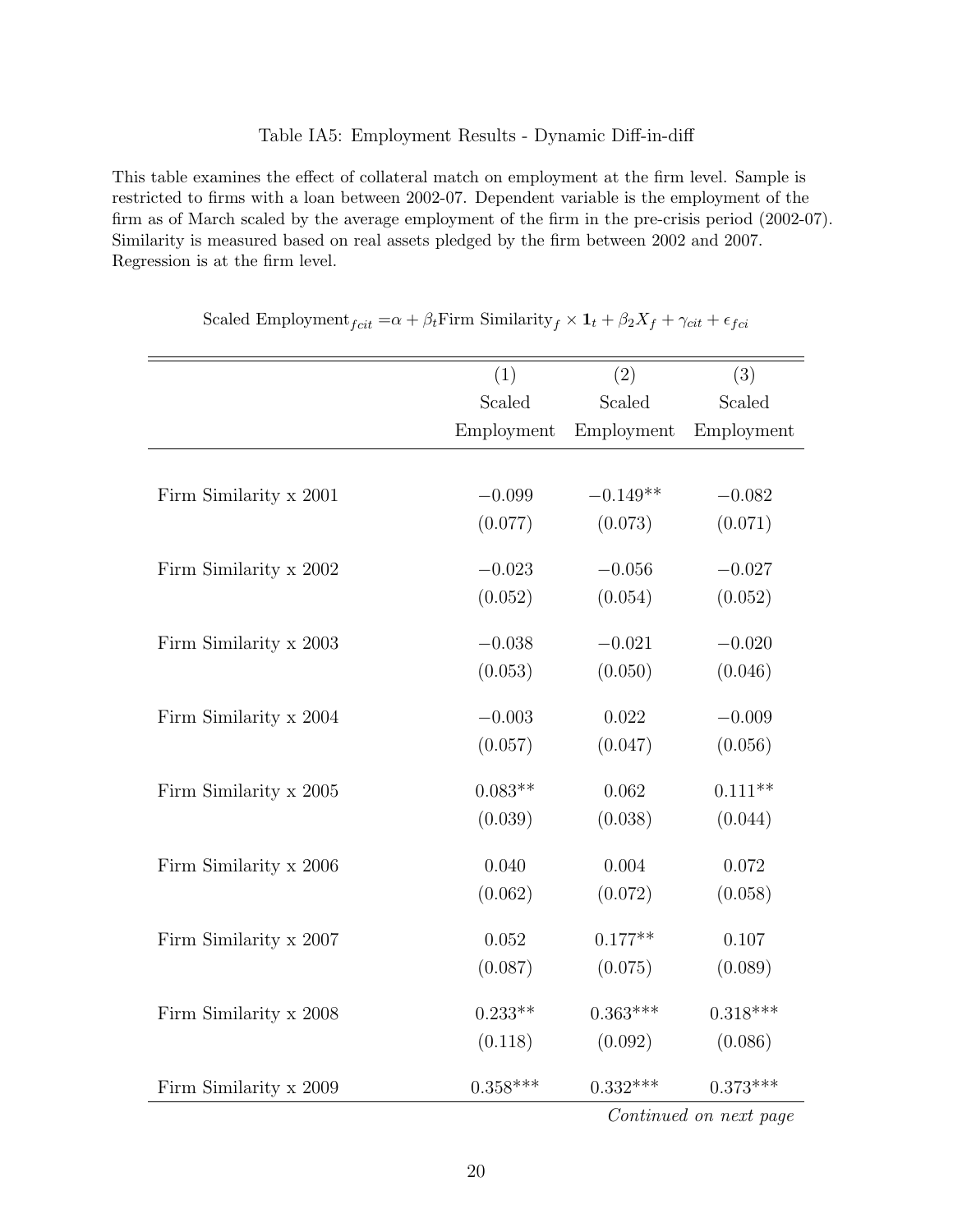Table IA5: Employment Results - Dynamic Diff-in-diff

This table examines the effect of collateral match on employment at the firm level. Sample is restricted to firms with a loan between 2002-07. Dependent variable is the employment of the firm as of March scaled by the average employment of the firm in the pre-crisis period (2002-07). Similarity is measured based on real assets pledged by the firm between 2002 and 2007. Regression is at the firm level.

$$\text{Scaled Employment}_{fcit} = \alpha + \beta_t \text{Firm Similarity}_f \times \mathbf{1}_t + \beta_2 X_f + \gamma_{cit} + \epsilon_{fci}$$

| | (1) Scaled Employment | (2) Scaled Employment | (3) Scaled Employment |
|---|---|---|---|
| Firm Similarity x 2001 | −0.099 | −0.149** | −0.082 |
| | (0.077) | (0.073) | (0.071) |
| Firm Similarity x 2002 | −0.023 | −0.056 | −0.027 |
| | (0.052) | (0.054) | (0.052) |
| Firm Similarity x 2003 | −0.038 | −0.021 | −0.020 |
| | (0.053) | (0.050) | (0.046) |
| Firm Similarity x 2004 | −0.003 | 0.022 | −0.009 |
| | (0.057) | (0.047) | (0.056) |
| Firm Similarity x 2005 | 0.083** | 0.062 | 0.111** |
| | (0.039) | (0.038) | (0.044) |
| Firm Similarity x 2006 | 0.040 | 0.004 | 0.072 |
| | (0.062) | (0.072) | (0.058) |
| Firm Similarity x 2007 | 0.052 | 0.177** | 0.107 |
| | (0.087) | (0.075) | (0.089) |
| Firm Similarity x 2008 | 0.233** | 0.363*** | 0.318*** |
| | (0.118) | (0.092) | (0.086) |
| Firm Similarity x 2009 | 0.358*** | 0.332*** | 0.373*** |

*Continued on next page*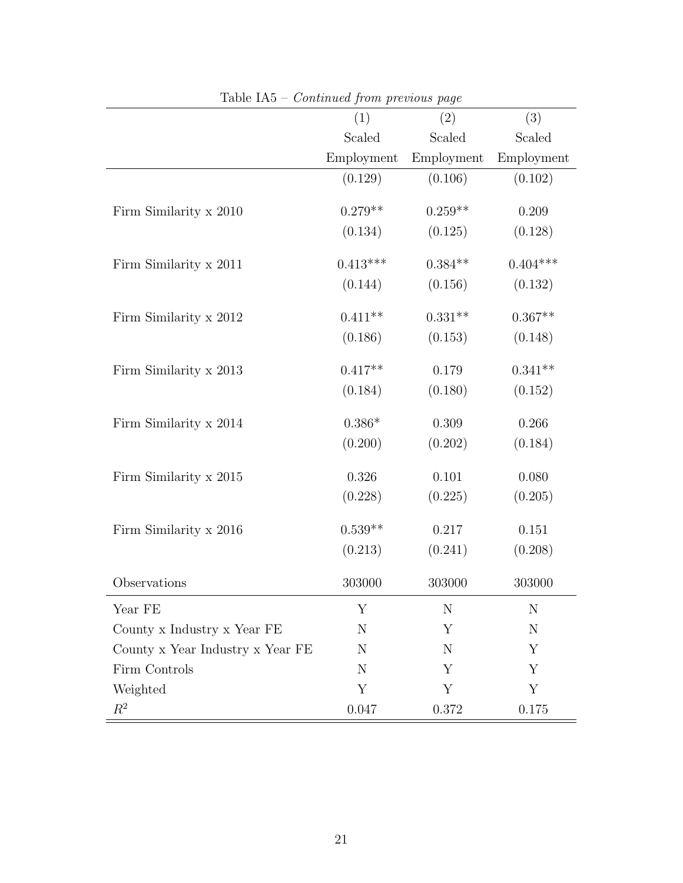Table IA5 – *Continued from previous page*

| | (1) Scaled Employment | (2) Scaled Employment | (3) Scaled Employment |
|---|---|---|---|
| | (0.129) | (0.106) | (0.102) |
| Firm Similarity x 2010 | 0.279** | 0.259** | 0.209 |
| | (0.134) | (0.125) | (0.128) |
| Firm Similarity x 2011 | 0.413*** | 0.384** | 0.404*** |
| | (0.144) | (0.156) | (0.132) |
| Firm Similarity x 2012 | 0.411** | 0.331** | 0.367** |
| | (0.186) | (0.153) | (0.148) |
| Firm Similarity x 2013 | 0.417** | 0.179 | 0.341** |
| | (0.184) | (0.180) | (0.152) |
| Firm Similarity x 2014 | 0.386* | 0.309 | 0.266 |
| | (0.200) | (0.202) | (0.184) |
| Firm Similarity x 2015 | 0.326 | 0.101 | 0.080 |
| | (0.228) | (0.225) | (0.205) |
| Firm Similarity x 2016 | 0.539** | 0.217 | 0.151 |
| | (0.213) | (0.241) | (0.208) |
| Observations | 303000 | 303000 | 303000 |
| Year FE | Y | N | N |
| County x Industry x Year FE | N | Y | N |
| County x Year Industry x Year FE | N | N | Y |
| Firm Controls | N | Y | Y |
| Weighted | Y | Y | Y |
| $R^2$ | 0.047 | 0.372 | 0.175 |